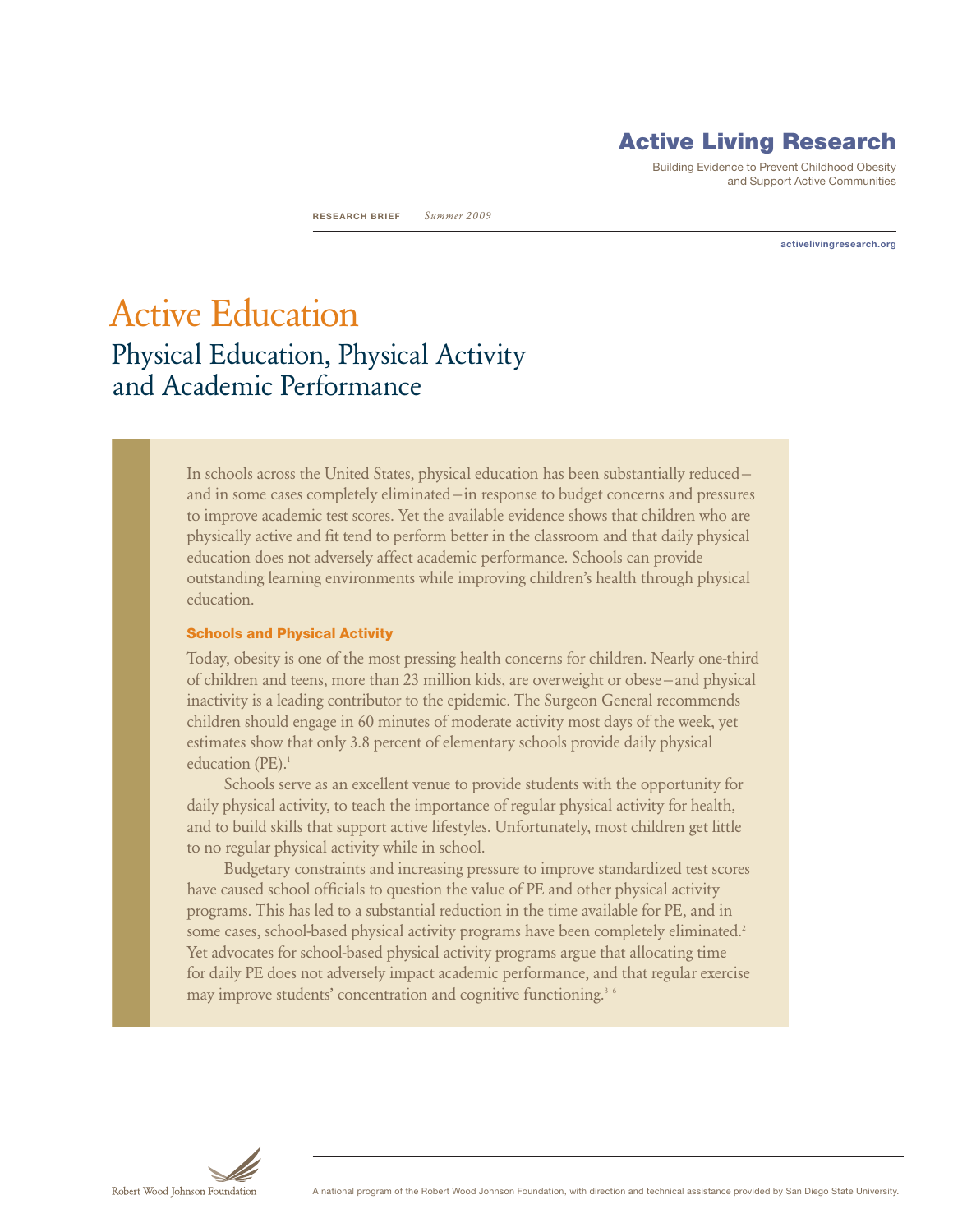# Active Living Research

Building Evidence to Prevent Childhood Obesity and Support Active Communities

**RESEARCH BRIEF** | *Summer 2009*

activelivingresearch.org

# Active Education

## Physical Education, Physical Activity and Academic Performance

In schools across the United States, physical education has been substantially reduced—and in some cases completely eliminated—in response to budget concerns and pressures to improve academic test scores. Yet the available evidence shows that children who are physically active and fit tend to perform better in the classroom and that daily physical education does not adversely affect academic performance. Schools can provide outstanding learning environments while improving children's health through physical education.

### Schools and Physical Activity

Today, obesity is one of the most pressing health concerns for children. Nearly one-third of children and teens, more than 23 million kids, are overweight or obese—and physical inactivity is a leading contributor to the epidemic. The Surgeon General recommends children should engage in 60 minutes of moderate activity most days of the week, yet estimates show that only 3.8 percent of elementary schools provide daily physical education (PE).[1]

Schools serve as an excellent venue to provide students with the opportunity for daily physical activity, to teach the importance of regular physical activity for health, and to build skills that support active lifestyles. Unfortunately, most children get little to no regular physical activity while in school.

Budgetary constraints and increasing pressure to improve standardized test scores have caused school officials to question the value of PE and other physical activity programs. This has led to a substantial reduction in the time available for PE, and in some cases, school-based physical activity programs have been completely eliminated.[2] Yet advocates for school-based physical activity programs argue that allocating time for daily PE does not adversely impact academic performance, and that regular exercise may improve students' concentration and cognitive functioning.[3–6]

Robert Wood Johnson Foundation

A national program of the Robert Wood Johnson Foundation, with direction and technical assistance provided by San Diego State University.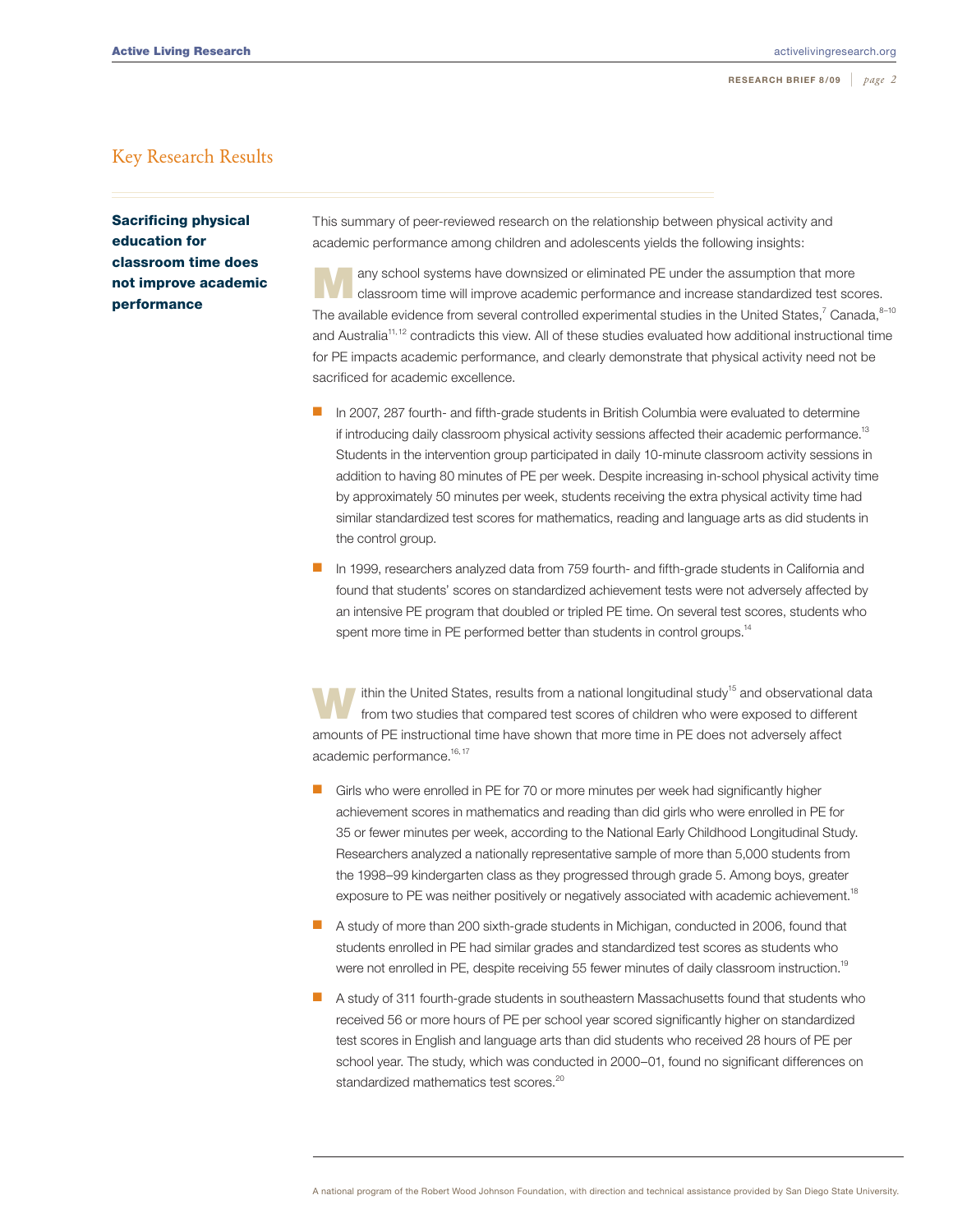## Key Research Results

**Sacrificing physical education for classroom time does not improve academic performance**

This summary of peer-reviewed research on the relationship between physical activity and academic performance among children and adolescents yields the following insights:

Many school systems have downsized or eliminated PE under the assumption that more classroom time will improve academic performance and increase standardized test scores. The available evidence from several controlled experimental studies in the United States,[7] Canada,[8–10] and Australia[11, 12] contradicts this view. All of these studies evaluated how additional instructional time for PE impacts academic performance, and clearly demonstrate that physical activity need not be sacrificed for academic excellence.

- In 2007, 287 fourth- and fifth-grade students in British Columbia were evaluated to determine if introducing daily classroom physical activity sessions affected their academic performance.[13] Students in the intervention group participated in daily 10-minute classroom activity sessions in addition to having 80 minutes of PE per week. Despite increasing in-school physical activity time by approximately 50 minutes per week, students receiving the extra physical activity time had similar standardized test scores for mathematics, reading and language arts as did students in the control group.
- In 1999, researchers analyzed data from 759 fourth- and fifth-grade students in California and found that students' scores on standardized achievement tests were not adversely affected by an intensive PE program that doubled or tripled PE time. On several test scores, students who spent more time in PE performed better than students in control groups.[14]

Within the United States, results from a national longitudinal study[15] and observational data from two studies that compared test scores of children who were exposed to different amounts of PE instructional time have shown that more time in PE does not adversely affect academic performance.[16, 17]

- Girls who were enrolled in PE for 70 or more minutes per week had significantly higher achievement scores in mathematics and reading than did girls who were enrolled in PE for 35 or fewer minutes per week, according to the National Early Childhood Longitudinal Study. Researchers analyzed a nationally representative sample of more than 5,000 students from the 1998–99 kindergarten class as they progressed through grade 5. Among boys, greater exposure to PE was neither positively or negatively associated with academic achievement.[18]
- A study of more than 200 sixth-grade students in Michigan, conducted in 2006, found that students enrolled in PE had similar grades and standardized test scores as students who were not enrolled in PE, despite receiving 55 fewer minutes of daily classroom instruction.[19]
- A study of 311 fourth-grade students in southeastern Massachusetts found that students who received 56 or more hours of PE per school year scored significantly higher on standardized test scores in English and language arts than did students who received 28 hours of PE per school year. The study, which was conducted in 2000–01, found no significant differences on standardized mathematics test scores.[20]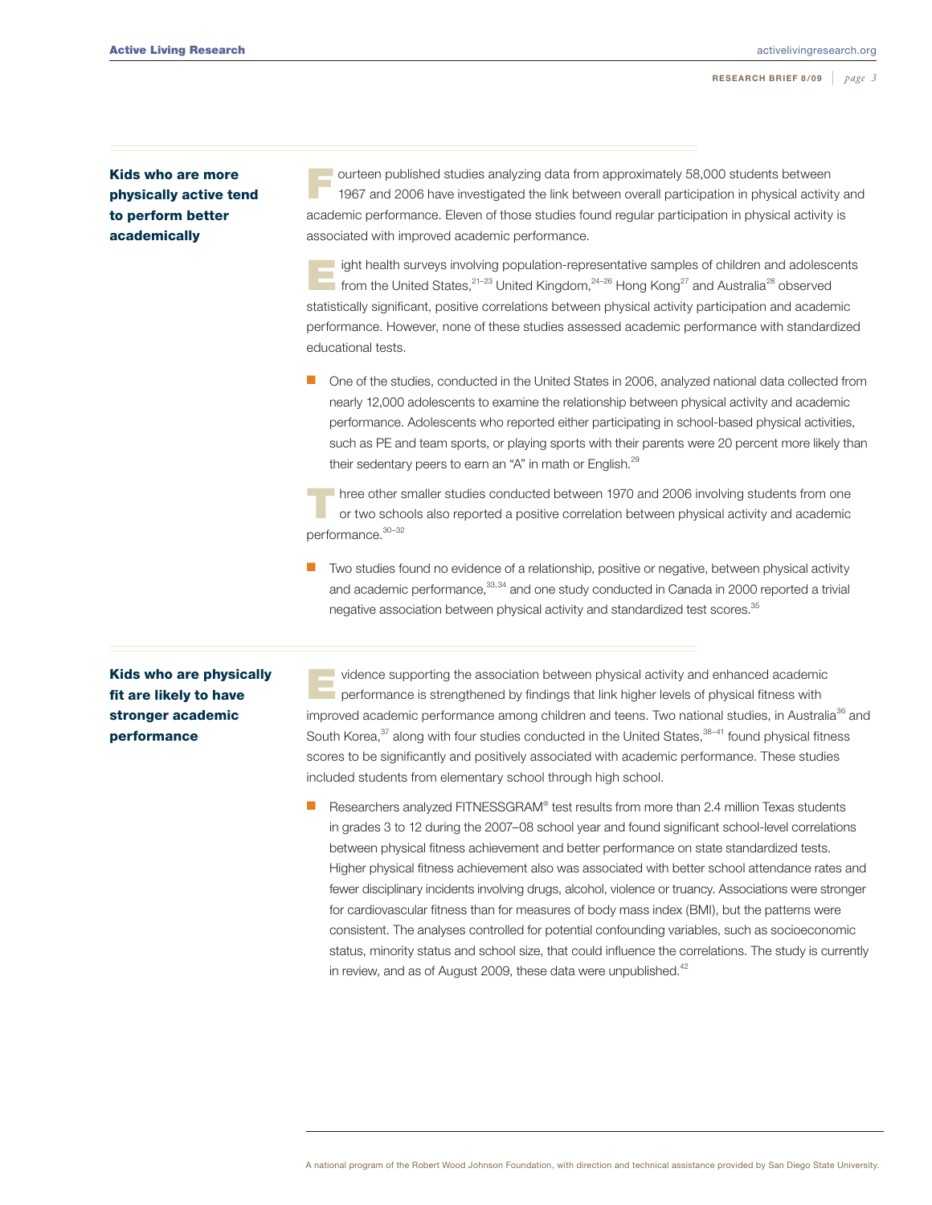## Kids who are more physically active tend to perform better academically

Fourteen published studies analyzing data from approximately 58,000 students between 1967 and 2006 have investigated the link between overall participation in physical activity and academic performance. Eleven of those studies found regular participation in physical activity is associated with improved academic performance.

Eight health surveys involving population-representative samples of children and adolescents from the United States,[21–23] United Kingdom,[24–26] Hong Kong[27] and Australia[28] observed statistically significant, positive correlations between physical activity participation and academic performance. However, none of these studies assessed academic performance with standardized educational tests.

- One of the studies, conducted in the United States in 2006, analyzed national data collected from nearly 12,000 adolescents to examine the relationship between physical activity and academic performance. Adolescents who reported either participating in school-based physical activities, such as PE and team sports, or playing sports with their parents were 20 percent more likely than their sedentary peers to earn an "A" in math or English.[29]

Three other smaller studies conducted between 1970 and 2006 involving students from one or two schools also reported a positive correlation between physical activity and academic performance.[30–32]

- Two studies found no evidence of a relationship, positive or negative, between physical activity and academic performance,[33,34] and one study conducted in Canada in 2000 reported a trivial negative association between physical activity and standardized test scores.[35]

## Kids who are physically fit are likely to have stronger academic performance

Evidence supporting the association between physical activity and enhanced academic performance is strengthened by findings that link higher levels of physical fitness with improved academic performance among children and teens. Two national studies, in Australia[36] and South Korea,[37] along with four studies conducted in the United States,[38–41] found physical fitness scores to be significantly and positively associated with academic performance. These studies included students from elementary school through high school.

- Researchers analyzed FITNESSGRAM® test results from more than 2.4 million Texas students in grades 3 to 12 during the 2007–08 school year and found significant school-level correlations between physical fitness achievement and better performance on state standardized tests. Higher physical fitness achievement also was associated with better school attendance rates and fewer disciplinary incidents involving drugs, alcohol, violence or truancy. Associations were stronger for cardiovascular fitness than for measures of body mass index (BMI), but the patterns were consistent. The analyses controlled for potential confounding variables, such as socioeconomic status, minority status and school size, that could influence the correlations. The study is currently in review, and as of August 2009, these data were unpublished.[42]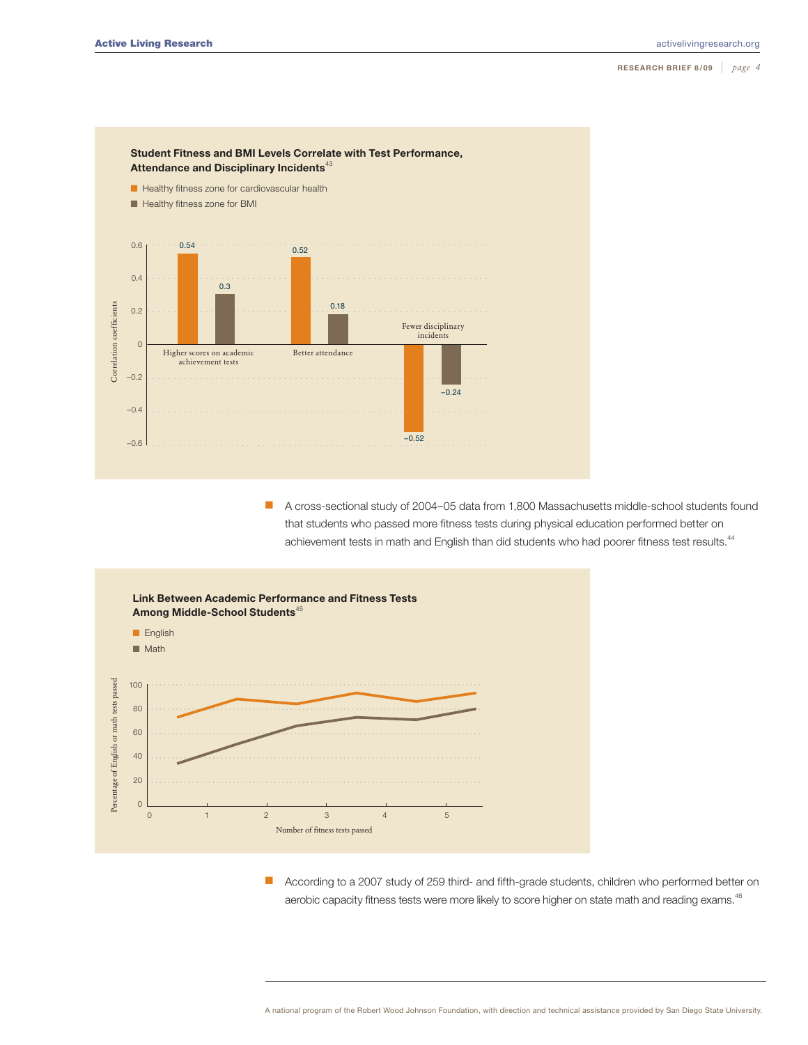**Student Fitness and BMI Levels Correlate with Test Performance, Attendance and Disciplinary Incidents**[43]

| | Healthy fitness zone for cardiovascular health | Healthy fitness zone for BMI |
|---|---|---|
| Higher scores on academic achievement tests | 0.54 | 0.3 |
| Better attendance | 0.52 | 0.18 |
| Fewer disciplinary incidents | −0.52 | −0.24 |

Correlation coefficients

- A cross-sectional study of 2004–05 data from 1,800 Massachusetts middle-school students found that students who passed more fitness tests during physical education performed better on achievement tests in math and English than did students who had poorer fitness test results.[44]

**Link Between Academic Performance and Fitness Tests Among Middle-School Students**[45]

- English
- Math

Percentage of English or math tests passed (y-axis, 0–100); Number of fitness tests passed (x-axis, 0–5)

- According to a 2007 study of 259 third- and fifth-grade students, children who performed better on aerobic capacity fitness tests were more likely to score higher on state math and reading exams.[46]

A national program of the Robert Wood Johnson Foundation, with direction and technical assistance provided by San Diego State University.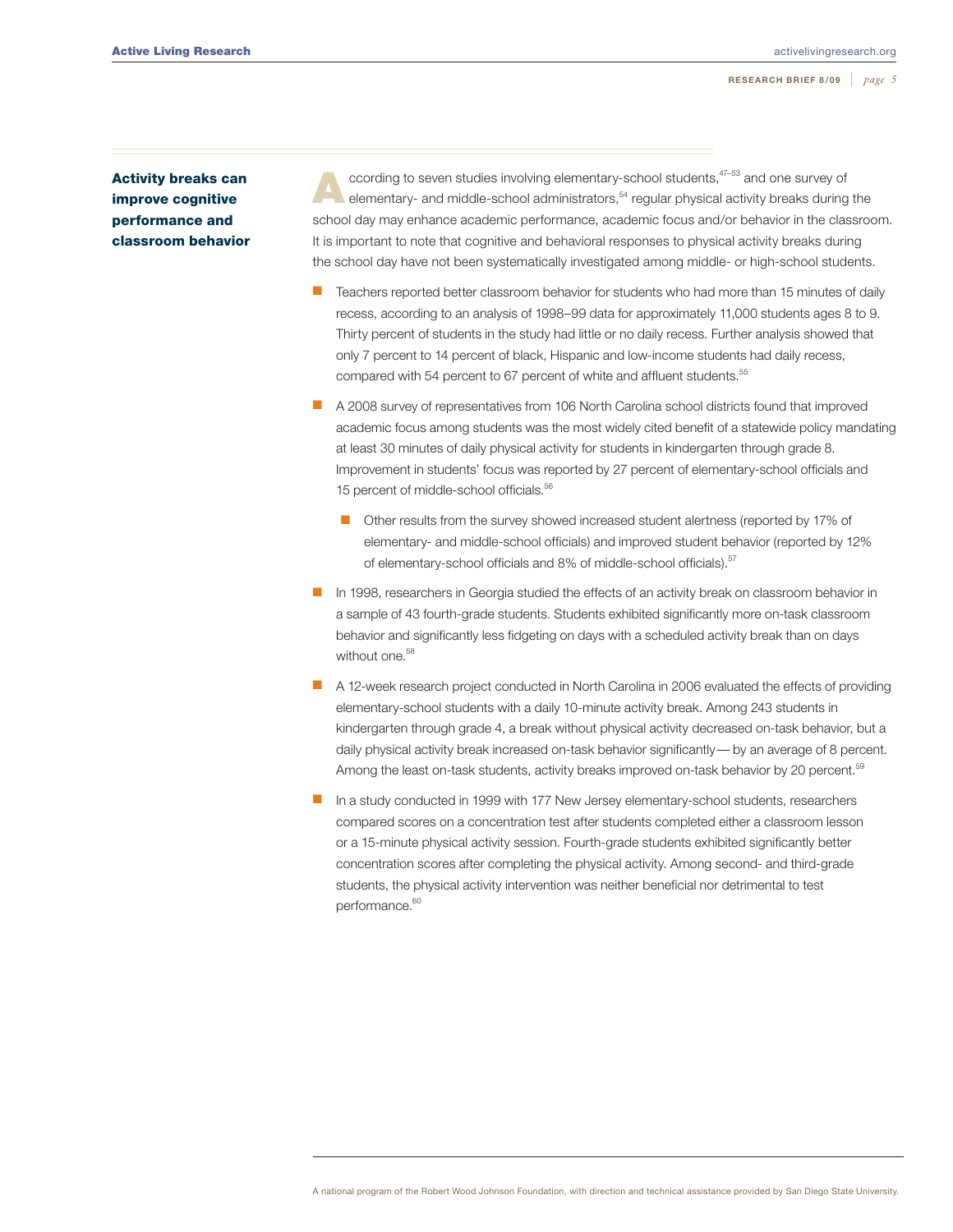## Activity breaks can improve cognitive performance and classroom behavior

According to seven studies involving elementary-school students,[47–53] and one survey of elementary- and middle-school administrators,[54] regular physical activity breaks during the school day may enhance academic performance, academic focus and/or behavior in the classroom. It is important to note that cognitive and behavioral responses to physical activity breaks during the school day have not been systematically investigated among middle- or high-school students.

- Teachers reported better classroom behavior for students who had more than 15 minutes of daily recess, according to an analysis of 1998–99 data for approximately 11,000 students ages 8 to 9. Thirty percent of students in the study had little or no daily recess. Further analysis showed that only 7 percent to 14 percent of black, Hispanic and low-income students had daily recess, compared with 54 percent to 67 percent of white and affluent students.[55]
- A 2008 survey of representatives from 106 North Carolina school districts found that improved academic focus among students was the most widely cited benefit of a statewide policy mandating at least 30 minutes of daily physical activity for students in kindergarten through grade 8. Improvement in students' focus was reported by 27 percent of elementary-school officials and 15 percent of middle-school officials.[56]
  - Other results from the survey showed increased student alertness (reported by 17% of elementary- and middle-school officials) and improved student behavior (reported by 12% of elementary-school officials and 8% of middle-school officials).[57]
- In 1998, researchers in Georgia studied the effects of an activity break on classroom behavior in a sample of 43 fourth-grade students. Students exhibited significantly more on-task classroom behavior and significantly less fidgeting on days with a scheduled activity break than on days without one.[58]
- A 12-week research project conducted in North Carolina in 2006 evaluated the effects of providing elementary-school students with a daily 10-minute activity break. Among 243 students in kindergarten through grade 4, a break without physical activity decreased on-task behavior, but a daily physical activity break increased on-task behavior significantly— by an average of 8 percent. Among the least on-task students, activity breaks improved on-task behavior by 20 percent.[59]
- In a study conducted in 1999 with 177 New Jersey elementary-school students, researchers compared scores on a concentration test after students completed either a classroom lesson or a 15-minute physical activity session. Fourth-grade students exhibited significantly better concentration scores after completing the physical activity. Among second- and third-grade students, the physical activity intervention was neither beneficial nor detrimental to test performance.[60]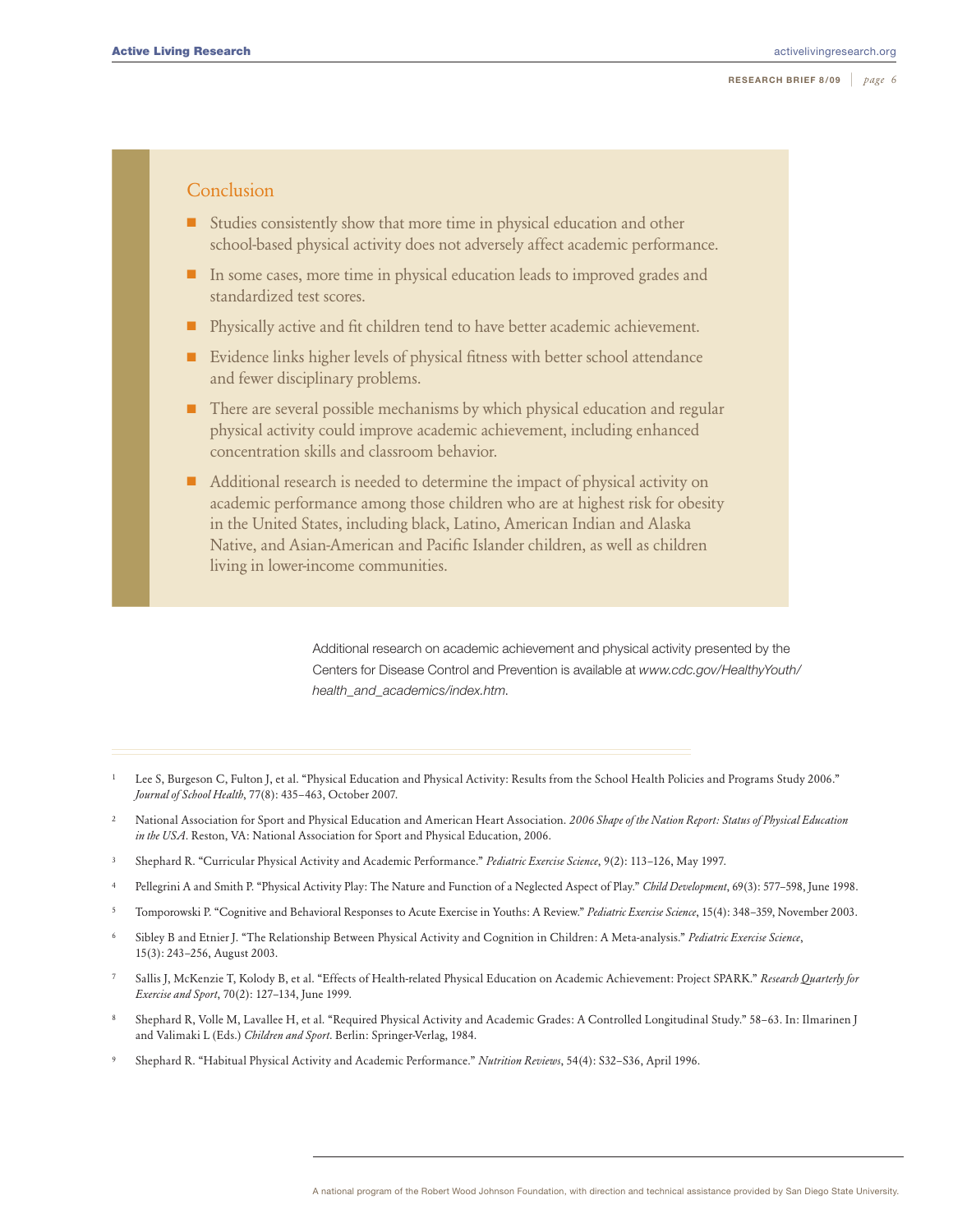## Conclusion

- Studies consistently show that more time in physical education and other school-based physical activity does not adversely affect academic performance.
- In some cases, more time in physical education leads to improved grades and standardized test scores.
- Physically active and fit children tend to have better academic achievement.
- Evidence links higher levels of physical fitness with better school attendance and fewer disciplinary problems.
- There are several possible mechanisms by which physical education and regular physical activity could improve academic achievement, including enhanced concentration skills and classroom behavior.
- Additional research is needed to determine the impact of physical activity on academic performance among those children who are at highest risk for obesity in the United States, including black, Latino, American Indian and Alaska Native, and Asian-American and Pacific Islander children, as well as children living in lower-income communities.

Additional research on academic achievement and physical activity presented by the Centers for Disease Control and Prevention is available at *www.cdc.gov/HealthyYouth/health_and_academics/index.htm*.

---

1. Lee S, Burgeson C, Fulton J, et al. "Physical Education and Physical Activity: Results from the School Health Policies and Programs Study 2006." *Journal of School Health*, 77(8): 435–463, October 2007.
2. National Association for Sport and Physical Education and American Heart Association. *2006 Shape of the Nation Report: Status of Physical Education in the USA*. Reston, VA: National Association for Sport and Physical Education, 2006.
3. Shephard R. "Curricular Physical Activity and Academic Performance." *Pediatric Exercise Science*, 9(2): 113–126, May 1997.
4. Pellegrini A and Smith P. "Physical Activity Play: The Nature and Function of a Neglected Aspect of Play." *Child Development*, 69(3): 577–598, June 1998.
5. Tomporowski P. "Cognitive and Behavioral Responses to Acute Exercise in Youths: A Review." *Pediatric Exercise Science*, 15(4): 348–359, November 2003.
6. Sibley B and Etnier J. "The Relationship Between Physical Activity and Cognition in Children: A Meta-analysis." *Pediatric Exercise Science*, 15(3): 243–256, August 2003.
7. Sallis J, McKenzie T, Kolody B, et al. "Effects of Health-related Physical Education on Academic Achievement: Project SPARK." *Research Quarterly for Exercise and Sport*, 70(2): 127–134, June 1999.
8. Shephard R, Volle M, Lavallee H, et al. "Required Physical Activity and Academic Grades: A Controlled Longitudinal Study." 58–63. In: Ilmarinen J and Valimaki L (Eds.) *Children and Sport*. Berlin: Springer-Verlag, 1984.
9. Shephard R. "Habitual Physical Activity and Academic Performance." *Nutrition Reviews*, 54(4): S32–S36, April 1996.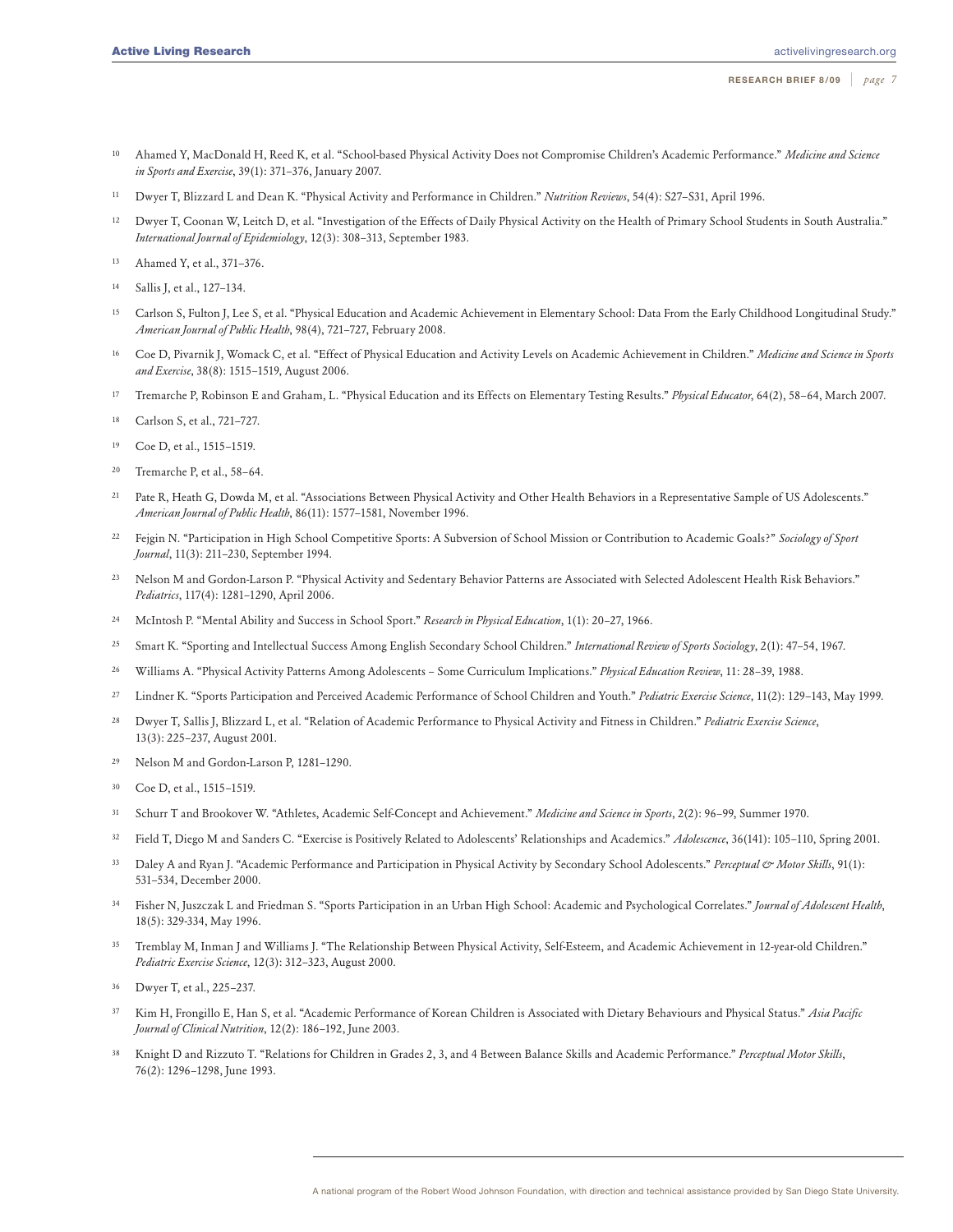10 Ahamed Y, MacDonald H, Reed K, et al. "School-based Physical Activity Does not Compromise Children's Academic Performance." *Medicine and Science in Sports and Exercise*, 39(1): 371–376, January 2007.

11 Dwyer T, Blizzard L and Dean K. "Physical Activity and Performance in Children." *Nutrition Reviews*, 54(4): S27–S31, April 1996.

12 Dwyer T, Coonan W, Leitch D, et al. "Investigation of the Effects of Daily Physical Activity on the Health of Primary School Students in South Australia." *International Journal of Epidemiology*, 12(3): 308–313, September 1983.

13 Ahamed Y, et al., 371–376.

14 Sallis J, et al., 127–134.

15 Carlson S, Fulton J, Lee S, et al. "Physical Education and Academic Achievement in Elementary School: Data From the Early Childhood Longitudinal Study." *American Journal of Public Health*, 98(4), 721–727, February 2008.

16 Coe D, Pivarnik J, Womack C, et al. "Effect of Physical Education and Activity Levels on Academic Achievement in Children." *Medicine and Science in Sports and Exercise*, 38(8): 1515–1519, August 2006.

17 Tremarche P, Robinson E and Graham, L. "Physical Education and its Effects on Elementary Testing Results." *Physical Educator*, 64(2), 58–64, March 2007.

18 Carlson S, et al., 721–727.

19 Coe D, et al., 1515–1519.

20 Tremarche P, et al., 58–64.

21 Pate R, Heath G, Dowda M, et al. "Associations Between Physical Activity and Other Health Behaviors in a Representative Sample of US Adolescents." *American Journal of Public Health*, 86(11): 1577–1581, November 1996.

22 Fejgin N. "Participation in High School Competitive Sports: A Subversion of School Mission or Contribution to Academic Goals?" *Sociology of Sport Journal*, 11(3): 211–230, September 1994.

23 Nelson M and Gordon-Larson P. "Physical Activity and Sedentary Behavior Patterns are Associated with Selected Adolescent Health Risk Behaviors." *Pediatrics*, 117(4): 1281–1290, April 2006.

24 McIntosh P. "Mental Ability and Success in School Sport." *Research in Physical Education*, 1(1): 20–27, 1966.

25 Smart K. "Sporting and Intellectual Success Among English Secondary School Children." *International Review of Sports Sociology*, 2(1): 47–54, 1967.

26 Williams A. "Physical Activity Patterns Among Adolescents – Some Curriculum Implications." *Physical Education Review*, 11: 28–39, 1988.

27 Lindner K. "Sports Participation and Perceived Academic Performance of School Children and Youth." *Pediatric Exercise Science*, 11(2): 129–143, May 1999.

28 Dwyer T, Sallis J, Blizzard L, et al. "Relation of Academic Performance to Physical Activity and Fitness in Children." *Pediatric Exercise Science*, 13(3): 225–237, August 2001.

29 Nelson M and Gordon-Larson P, 1281–1290.

30 Coe D, et al., 1515–1519.

31 Schurr T and Brookover W. "Athletes, Academic Self-Concept and Achievement." *Medicine and Science in Sports*, 2(2): 96–99, Summer 1970.

32 Field T, Diego M and Sanders C. "Exercise is Positively Related to Adolescents' Relationships and Academics." *Adolescence*, 36(141): 105–110, Spring 2001.

33 Daley A and Ryan J. "Academic Performance and Participation in Physical Activity by Secondary School Adolescents." *Perceptual & Motor Skills*, 91(1): 531–534, December 2000.

34 Fisher N, Juszczak L and Friedman S. "Sports Participation in an Urban High School: Academic and Psychological Correlates." *Journal of Adolescent Health*, 18(5): 329-334, May 1996.

35 Tremblay M, Inman J and Williams J. "The Relationship Between Physical Activity, Self-Esteem, and Academic Achievement in 12-year-old Children." *Pediatric Exercise Science*, 12(3): 312–323, August 2000.

36 Dwyer T, et al., 225–237.

37 Kim H, Frongillo E, Han S, et al. "Academic Performance of Korean Children is Associated with Dietary Behaviours and Physical Status." *Asia Pacific Journal of Clinical Nutrition*, 12(2): 186–192, June 2003.

38 Knight D and Rizzuto T. "Relations for Children in Grades 2, 3, and 4 Between Balance Skills and Academic Performance." *Perceptual Motor Skills*, 76(2): 1296–1298, June 1993.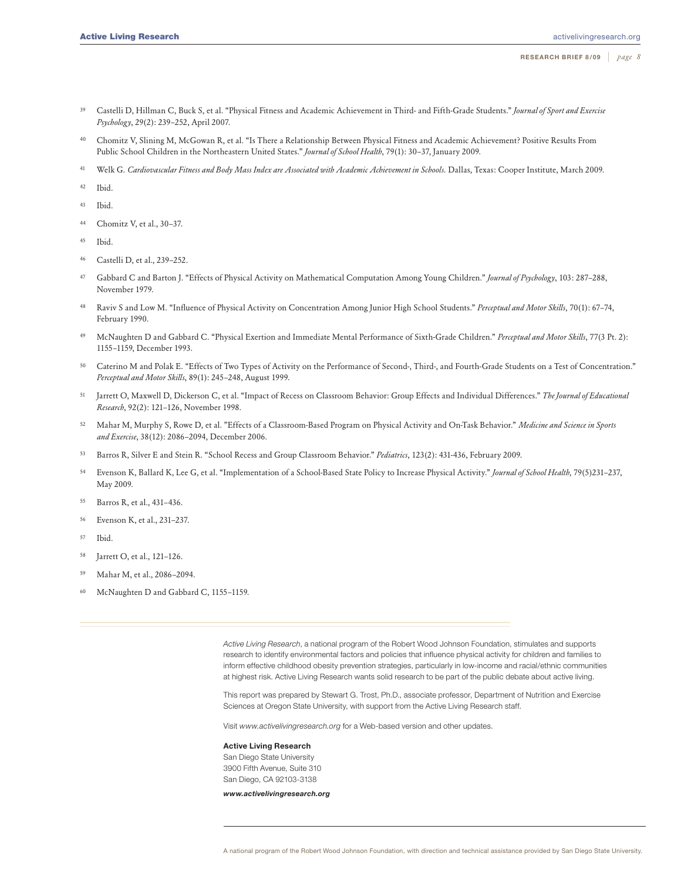39. Castelli D, Hillman C, Buck S, et al. "Physical Fitness and Academic Achievement in Third- and Fifth-Grade Students." *Journal of Sport and Exercise Psychology*, 29(2): 239–252, April 2007.
40. Chomitz V, Slining M, McGowan R, et al. "Is There a Relationship Between Physical Fitness and Academic Achievement? Positive Results From Public School Children in the Northeastern United States." *Journal of School Health*, 79(1): 30–37, January 2009.
41. Welk G. *Cardiovascular Fitness and Body Mass Index are Associated with Academic Achievement in Schools.* Dallas, Texas: Cooper Institute, March 2009.
42. Ibid.
43. Ibid.
44. Chomitz V, et al., 30–37.
45. Ibid.
46. Castelli D, et al., 239–252.
47. Gabbard C and Barton J. "Effects of Physical Activity on Mathematical Computation Among Young Children." *Journal of Psychology*, 103: 287–288, November 1979.
48. Raviv S and Low M. "Influence of Physical Activity on Concentration Among Junior High School Students." *Perceptual and Motor Skills*, 70(1): 67–74, February 1990.
49. McNaughten D and Gabbard C. "Physical Exertion and Immediate Mental Performance of Sixth-Grade Children." *Perceptual and Motor Skills*, 77(3 Pt. 2): 1155–1159, December 1993.
50. Caterino M and Polak E. "Effects of Two Types of Activity on the Performance of Second-, Third-, and Fourth-Grade Students on a Test of Concentration." *Perceptual and Motor Skills*, 89(1): 245–248, August 1999.
51. Jarrett O, Maxwell D, Dickerson C, et al. "Impact of Recess on Classroom Behavior: Group Effects and Individual Differences." *The Journal of Educational Research*, 92(2): 121–126, November 1998.
52. Mahar M, Murphy S, Rowe D, et al. "Effects of a Classroom-Based Program on Physical Activity and On-Task Behavior." *Medicine and Science in Sports and Exercise*, 38(12): 2086–2094, December 2006.
53. Barros R, Silver E and Stein R. "School Recess and Group Classroom Behavior." *Pediatrics*, 123(2): 431-436, February 2009.
54. Evenson K, Ballard K, Lee G, et al. "Implementation of a School-Based State Policy to Increase Physical Activity." *Journal of School Health*, 79(5)231–237, May 2009.
55. Barros R, et al., 431–436.
56. Evenson K, et al., 231–237.
57. Ibid.
58. Jarrett O, et al., 121–126.
59. Mahar M, et al., 2086–2094.
60. McNaughten D and Gabbard C, 1155–1159.

---

*Active Living Research*, a national program of the Robert Wood Johnson Foundation, stimulates and supports research to identify environmental factors and policies that influence physical activity for children and families to inform effective childhood obesity prevention strategies, particularly in low-income and racial/ethnic communities at highest risk. Active Living Research wants solid research to be part of the public debate about active living.

This report was prepared by Stewart G. Trost, Ph.D., associate professor, Department of Nutrition and Exercise Sciences at Oregon State University, with support from the Active Living Research staff.

Visit *www.activelivingresearch.org* for a Web-based version and other updates.

**Active Living Research**
San Diego State University
3900 Fifth Avenue, Suite 310
San Diego, CA 92103-3138

***www.activelivingresearch.org***

A national program of the Robert Wood Johnson Foundation, with direction and technical assistance provided by San Diego State University.